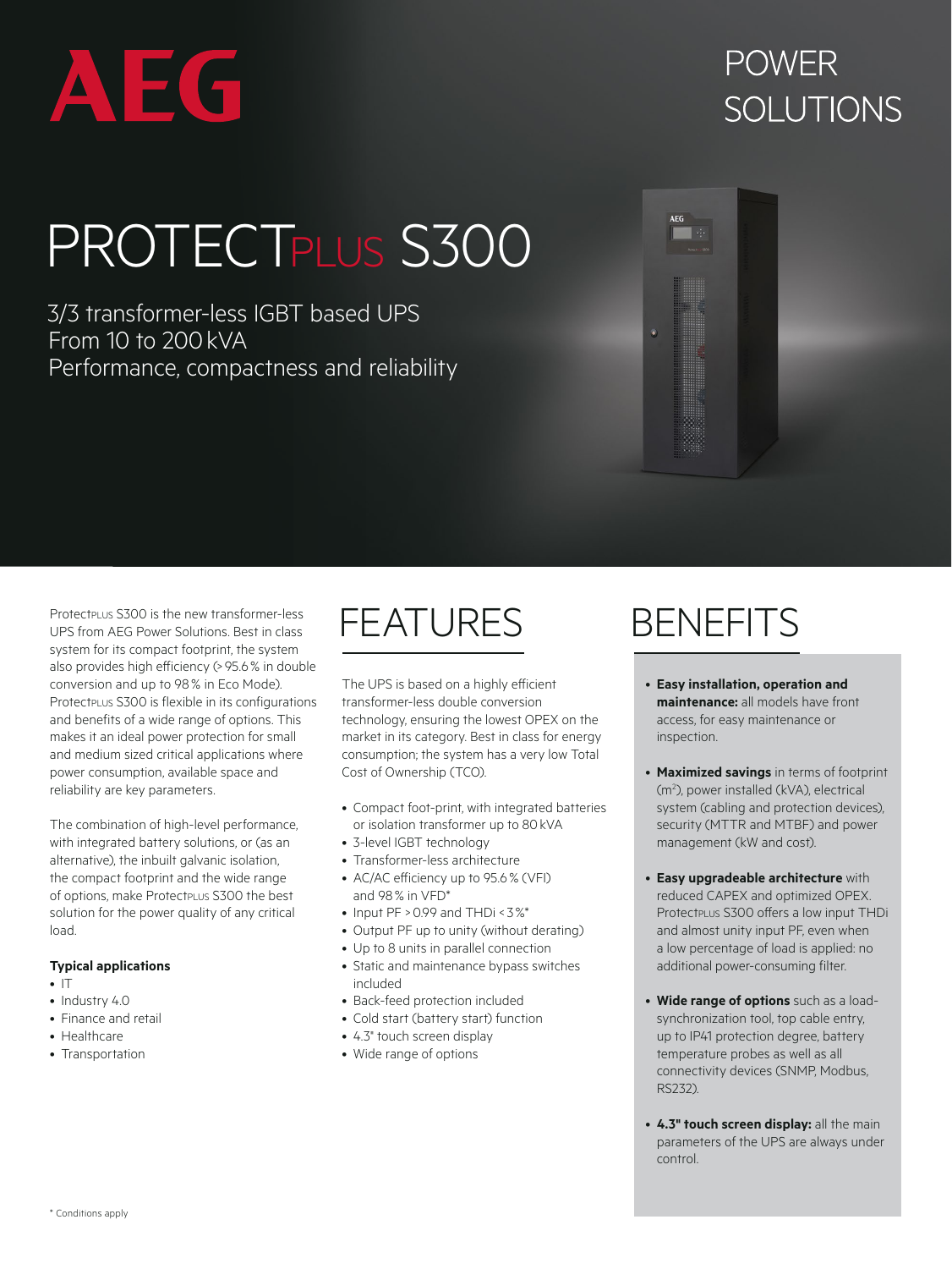AEG

POWER SOLUTIONS

# PROTECTPLUS S300

3/3 transformer-less IGBT based UPS
From 10 to 200 kVA
Performance, compactness and reliability

ProtectPLUS S300 is the new transformer-less UPS from AEG Power Solutions. Best in class system for its compact footprint, the system also provides high efficiency (> 95.6 % in double conversion and up to 98 % in Eco Mode). ProtectPLUS S300 is flexible in its configurations and benefits of a wide range of options. This makes it an ideal power protection for small and medium sized critical applications where power consumption, available space and reliability are key parameters.

The combination of high-level performance, with integrated battery solutions, or (as an alternative), the inbuilt galvanic isolation, the compact footprint and the wide range of options, make ProtectPLUS S300 the best solution for the power quality of any critical load.

**Typical applications**

- IT
- Industry 4.0
- Finance and retail
- Healthcare
- Transportation

## FEATURES

The UPS is based on a highly efficient transformer-less double conversion technology, ensuring the lowest OPEX on the market in its category. Best in class for energy consumption; the system has a very low Total Cost of Ownership (TCO).

- Compact foot-print, with integrated batteries or isolation transformer up to 80 kVA
- 3-level IGBT technology
- Transformer-less architecture
- AC/AC efficiency up to 95.6 % (VFI) and 98 % in VFD*
- Input PF > 0.99 and THDi < 3 %*
- Output PF up to unity (without derating)
- Up to 8 units in parallel connection
- Static and maintenance bypass switches included
- Back-feed protection included
- Cold start (battery start) function
- 4.3" touch screen display
- Wide range of options

## BENEFITS

- **Easy installation, operation and maintenance:** all models have front access, for easy maintenance or inspection.
- **Maximized savings** in terms of footprint ($m^2$), power installed (kVA), electrical system (cabling and protection devices), security (MTTR and MTBF) and power management (kW and cost).
- **Easy upgradeable architecture** with reduced CAPEX and optimized OPEX. ProtectPLUS S300 offers a low input THDi and almost unity input PF, even when a low percentage of load is applied: no additional power-consuming filter.
- **Wide range of options** such as a load-synchronization tool, top cable entry, up to IP41 protection degree, battery temperature probes as well as all connectivity devices (SNMP, Modbus, RS232).
- **4.3" touch screen display:** all the main parameters of the UPS are always under control.

\* Conditions apply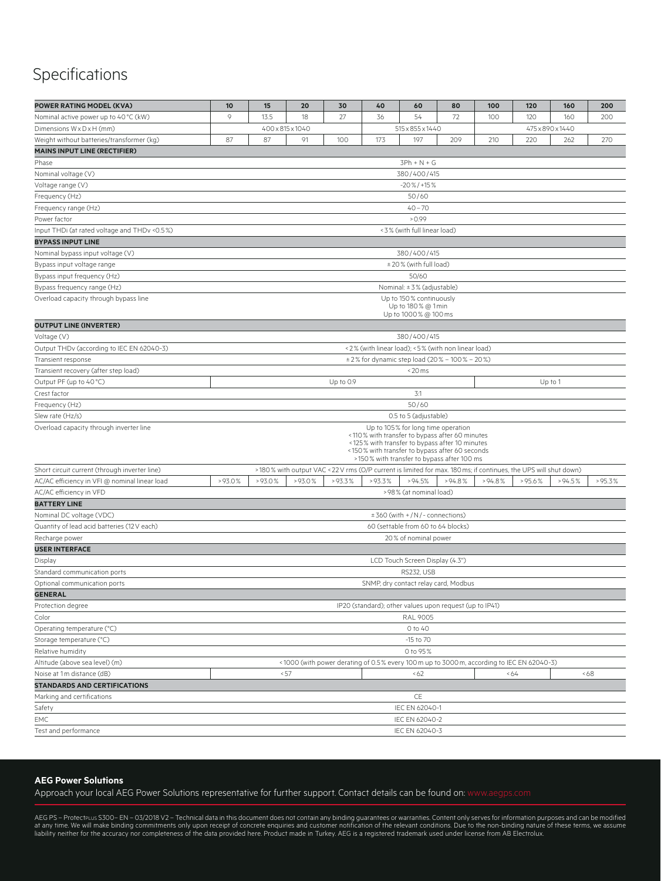# Specifications

| POWER RATING MODEL (KVA) | 10 | 15 | 20 | 30 | 40 | 60 | 80 | 100 | 120 | 160 | 200 |
|---|---|---|---|---|---|---|---|---|---|---|---|
| Nominal active power up to 40 °C (kW) | 9 | 13.5 | 18 | 27 | 36 | 54 | 72 | 100 | 120 | 160 | 200 |
| Dimensions W x D x H (mm) | 400 x 815 x 1040 | | | | 515 x 855 x 1440 | | | 475 x 890 x 1440 | | | |
| Weight without batteries/transformer (kg) | 87 | 87 | 91 | 100 | 173 | 197 | 209 | 210 | 220 | 262 | 270 |
| **MAINS INPUT LINE (RECTIFIER)** | | | | | | | | | | | |
| Phase | 3Ph + N + G | | | | | | | | | | |
| Nominal voltage (V) | 380/400/415 | | | | | | | | | | |
| Voltage range (V) | -20 %/+15 % | | | | | | | | | | |
| Frequency (Hz) | 50/60 | | | | | | | | | | |
| Frequency range (Hz) | 40 – 70 | | | | | | | | | | |
| Power factor | > 0.99 | | | | | | | | | | |
| Input THDi (at rated voltage and THDv <0.5 %) | < 3 % (with full linear load) | | | | | | | | | | |
| **BYPASS INPUT LINE** | | | | | | | | | | | |
| Nominal bypass input voltage (V) | 380/400/415 | | | | | | | | | | |
| Bypass input voltage range | ± 20 % (with full load) | | | | | | | | | | |
| Bypass input frequency (Hz) | 50/60 | | | | | | | | | | |
| Bypass frequency range (Hz) | Nominal: ± 3 % (adjustable) | | | | | | | | | | |
| Overload capacity through bypass line | Up to 150 % continuously<br>Up to 180 % @ 1 min<br>Up to 1000 % @ 100 ms | | | | | | | | | | |
| **OUTPUT LINE (INVERTER)** | | | | | | | | | | | |
| Voltage (V) | 380/400/415 | | | | | | | | | | |
| Output THDv (according to IEC EN 62040-3) | < 2 % (with linear load); < 5 % (with non linear load) | | | | | | | | | | |
| Transient response | ± 2 % for dynamic step load (20 % – 100 % – 20 %) | | | | | | | | | | |
| Transient recovery (after step load) | < 20 ms | | | | | | | | | | |
| Output PF (up to 40 °C) | Up to 0.9 | | | | | | | Up to 1 | | | |
| Crest factor | 3:1 | | | | | | | | | | |
| Frequency (Hz) | 50/60 | | | | | | | | | | |
| Slew rate (Hz/s) | 0.5 to 5 (adjustable) | | | | | | | | | | |
| Overload capacity through inverter line | Up to 105 % for long time operation<br>< 110 % with transfer to bypass after 60 minutes<br>< 125 % with transfer to bypass after 10 minutes<br>< 150 % with transfer to bypass after 60 seconds<br>> 150 % with transfer to bypass after 100 ms | | | | | | | | | | |
| Short circuit current (through inverter line) | > 180 % with output VAC < 22 V rms (O/P current is limited for max. 180 ms; if continues, the UPS will shut down) | | | | | | | | | | |
| AC/AC efficiency in VFI @ nominal linear load | > 93.0 % | > 93.0 % | > 93.0 % | > 93.3 % | > 93.3 % | > 94.5 % | > 94.8 % | > 94.8 % | > 95.6 % | > 94.5 % | > 95.3 % |
| AC/AC efficiency in VFD | > 98 % (at nominal load) | | | | | | | | | | |
| **BATTERY LINE** | | | | | | | | | | | |
| Nominal DC voltage (VDC) | ± 360 (with + / N / - connections) | | | | | | | | | | |
| Quantity of lead acid batteries (12 V each) | 60 (settable from 60 to 64 blocks) | | | | | | | | | | |
| Recharge power | 20 % of nominal power | | | | | | | | | | |
| **USER INTERFACE** | | | | | | | | | | | |
| Display | LCD Touch Screen Display (4.3") | | | | | | | | | | |
| Standard communication ports | RS232, USB | | | | | | | | | | |
| Optional communication ports | SNMP, dry contact relay card, Modbus | | | | | | | | | | |
| **GENERAL** | | | | | | | | | | | |
| Protection degree | IP20 (standard); other values upon request (up to IP41) | | | | | | | | | | |
| Color | RAL 9005 | | | | | | | | | | |
| Operating temperature (°C) | 0 to 40 | | | | | | | | | | |
| Storage temperature (°C) | -15 to 70 | | | | | | | | | | |
| Relative humidity | 0 to 95 % | | | | | | | | | | |
| Altitude (above sea level) (m) | < 1000 (with power derating of 0.5 % every 100 m up to 3000 m, according to IEC EN 62040-3) | | | | | | | | | | |
| Noise at 1 m distance (dB) | < 57 | | | | < 62 | | | < 64 | | < 68 | |
| **STANDARDS AND CERTIFICATIONS** | | | | | | | | | | | |
| Marking and certifications | CE | | | | | | | | | | |
| Safety | IEC EN 62040-1 | | | | | | | | | | |
| EMC | IEC EN 62040-2 | | | | | | | | | | |
| Test and performance | IEC EN 62040-3 | | | | | | | | | | |

**AEG Power Solutions**

Approach your local AEG Power Solutions representative for further support. Contact details can be found on: www.aegps.com

AEG PS – ProtectPLUS S300– EN – 03/2018 V2 – Technical data in this document does not contain any binding guarantees or warranties. Content only serves for information purposes and can be modified at any time. We will make binding commitments only upon receipt of concrete enquiries and customer notification of the relevant conditions. Due to the non-binding nature of these terms, we assume liability neither for the accuracy nor completeness of the data provided here. Product made in Turkey. AEG is a registered trademark used under license from AB Electrolux.